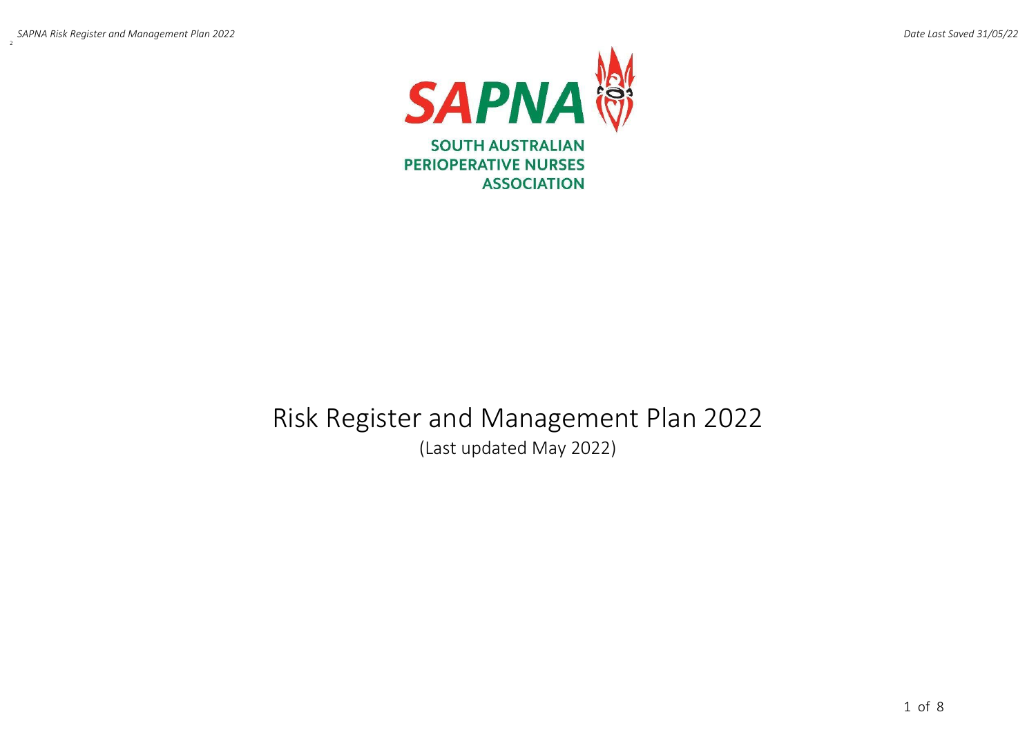SAPNA

SOUTH AUSTRALIAN
PERIOPERATIVE NURSES
ASSOCIATION

# Risk Register and Management Plan 2022

(Last updated May 2022)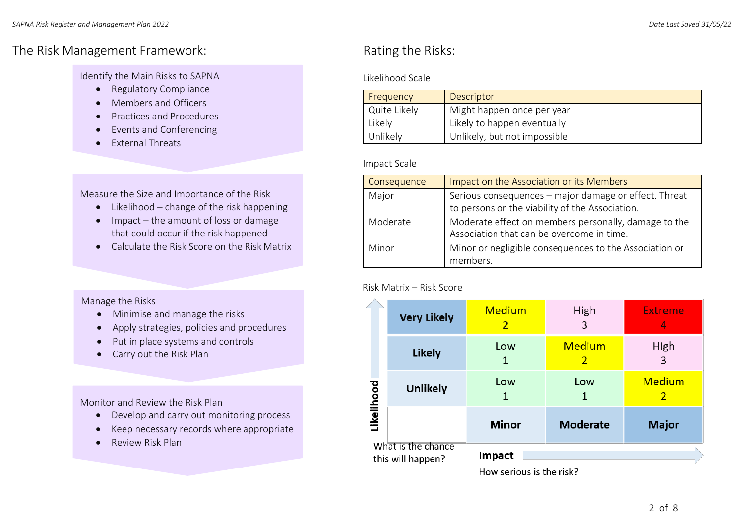## The Risk Management Framework:

Identify the Main Risks to SAPNA

- Regulatory Compliance
- Members and Officers
- Practices and Procedures
- Events and Conferencing
- External Threats

Measure the Size and Importance of the Risk

- Likelihood – change of the risk happening
- Impact – the amount of loss or damage that could occur if the risk happened
- Calculate the Risk Score on the Risk Matrix

Manage the Risks

- Minimise and manage the risks
- Apply strategies, policies and procedures
- Put in place systems and controls
- Carry out the Risk Plan

Monitor and Review the Risk Plan

- Develop and carry out monitoring process
- Keep necessary records where appropriate
- Review Risk Plan

## Rating the Risks:

Likelihood Scale

| Frequency | Descriptor |
|---|---|
| Quite Likely | Might happen once per year |
| Likely | Likely to happen eventually |
| Unlikely | Unlikely, but not impossible |

Impact Scale

| Consequence | Impact on the Association or its Members |
|---|---|
| Major | Serious consequences – major damage or effect. Threat to persons or the viability of the Association. |
| Moderate | Moderate effect on members personally, damage to the Association that can be overcome in time. |
| Minor | Minor or negligible consequences to the Association or members. |

Risk Matrix – Risk Score

| Likelihood | | | |
|---|---|---|---|
| **Very Likely** | Medium 2 | High 3 | Extreme 4 |
| **Likely** | Low 1 | Medium 2 | High 3 |
| **Unlikely** | Low 1 | Low 1 | Medium 2 |
| | **Minor** | **Moderate** | **Major** |

Likelihood: What is the chance this will happen?

**Impact**: How serious is the risk?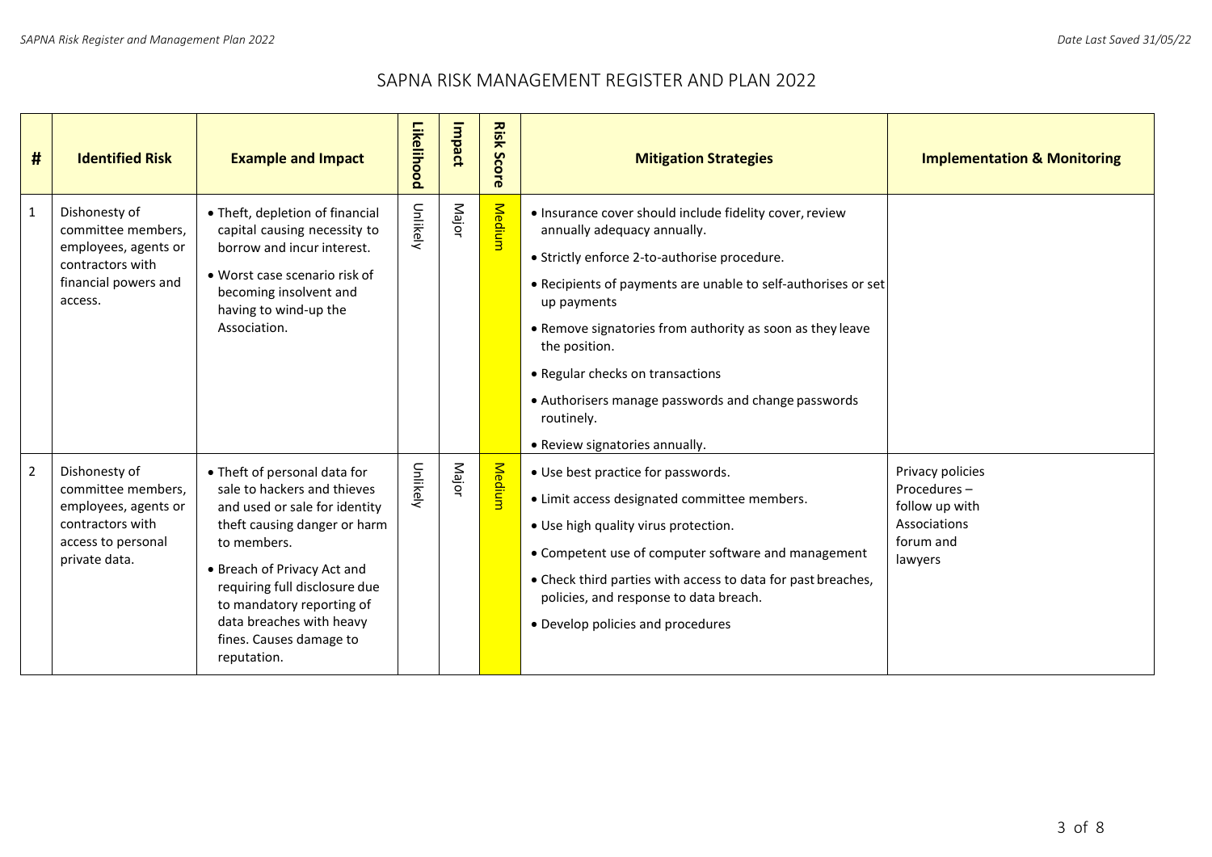# SAPNA RISK MANAGEMENT REGISTER AND PLAN 2022

| # | Identified Risk | Example and Impact | Likelihood | Impact | Risk Score | Mitigation Strategies | Implementation & Monitoring |
|---|---|---|---|---|---|---|---|
| 1 | Dishonesty of committee members, employees, agents or contractors with financial powers and access. | • Theft, depletion of financial capital causing necessity to borrow and incur interest.<br>• Worst case scenario risk of becoming insolvent and having to wind-up the Association. | Unlikely | Major | Medium | • Insurance cover should include fidelity cover, review annually adequacy annually.<br>• Strictly enforce 2-to-authorise procedure.<br>• Recipients of payments are unable to self-authorises or set up payments<br>• Remove signatories from authority as soon as they leave the position.<br>• Regular checks on transactions<br>• Authorisers manage passwords and change passwords routinely.<br>• Review signatories annually. | |
| 2 | Dishonesty of committee members, employees, agents or contractors with access to personal private data. | • Theft of personal data for sale to hackers and thieves and used or sale for identity theft causing danger or harm to members.<br>• Breach of Privacy Act and requiring full disclosure due to mandatory reporting of data breaches with heavy fines. Causes damage to reputation. | Unlikely | Major | Medium | • Use best practice for passwords.<br>• Limit access designated committee members.<br>• Use high quality virus protection.<br>• Competent use of computer software and management<br>• Check third parties with access to data for past breaches, policies, and response to data breach.<br>• Develop policies and procedures | Privacy policies Procedures – follow up with Associations forum and lawyers |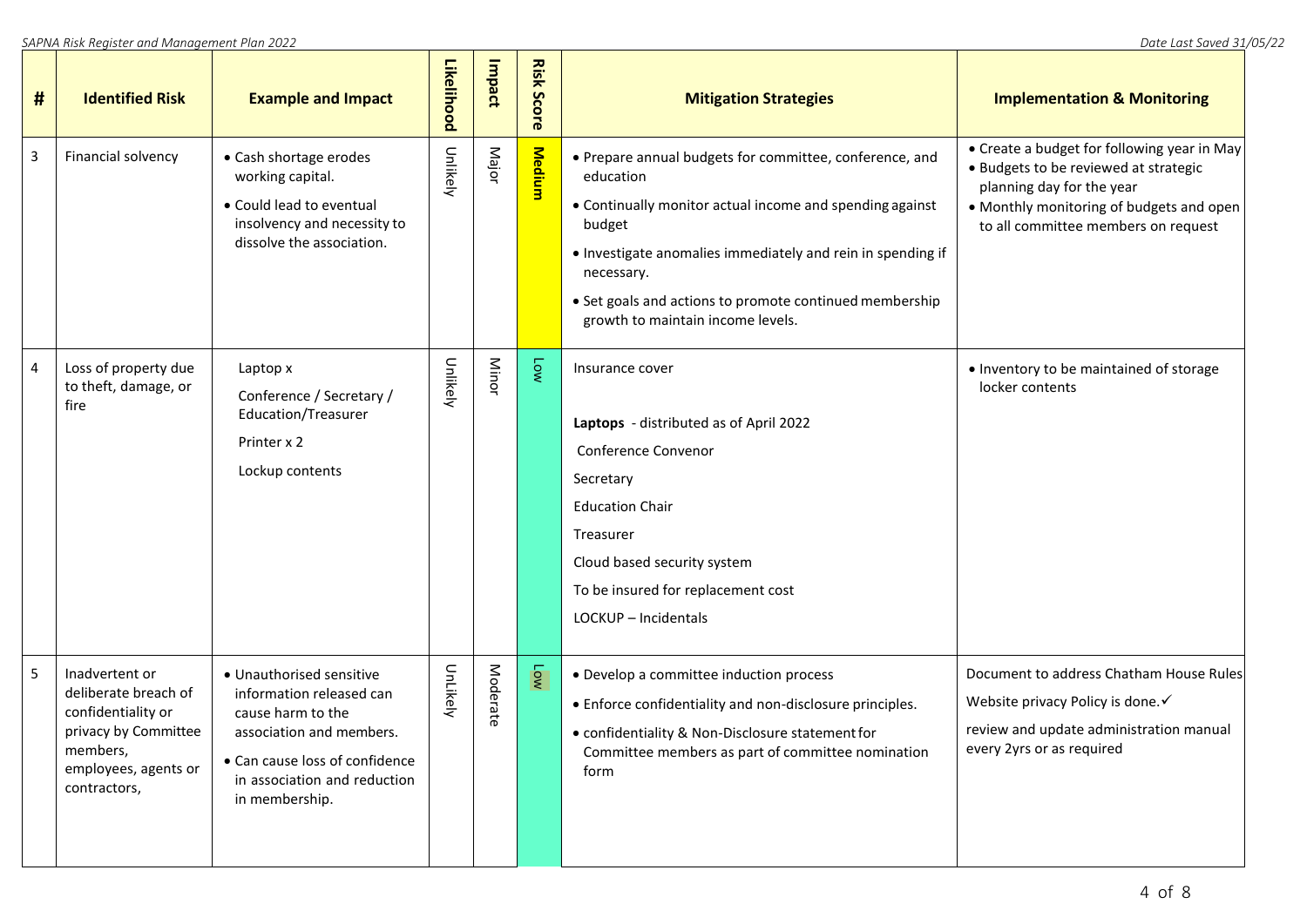| # | Identified Risk | Example and Impact | Likelihood | Impact | Risk Score | Mitigation Strategies | Implementation & Monitoring |
|---|---|---|---|---|---|---|---|
| 3 | Financial solvency | • Cash shortage erodes working capital.<br>• Could lead to eventual insolvency and necessity to dissolve the association. | Unlikely | Major | Medium | • Prepare annual budgets for committee, conference, and education<br>• Continually monitor actual income and spending against budget<br>• Investigate anomalies immediately and rein in spending if necessary.<br>• Set goals and actions to promote continued membership growth to maintain income levels. | • Create a budget for following year in May<br>• Budgets to be reviewed at strategic planning day for the year<br>• Monthly monitoring of budgets and open to all committee members on request |
| 4 | Loss of property due to theft, damage, or fire | Laptop x<br>Conference / Secretary / Education/Treasurer<br>Printer x 2<br>Lockup contents | Unlikely | Minor | Low | Insurance cover<br><br>**Laptops** - distributed as of April 2022<br>Conference Convenor<br>Secretary<br>Education Chair<br>Treasurer<br>Cloud based security system<br>To be insured for replacement cost<br>LOCKUP – Incidentals | • Inventory to be maintained of storage locker contents |
| 5 | Inadvertent or deliberate breach of confidentiality or privacy by Committee members, employees, agents or contractors, | • Unauthorised sensitive information released can cause harm to the association and members.<br>• Can cause loss of confidence in association and reduction in membership. | UnLikely | Moderate | Low | • Develop a committee induction process<br>• Enforce confidentiality and non-disclosure principles.<br>• confidentiality & Non-Disclosure statement for Committee members as part of committee nomination form | Document to address Chatham House Rules<br>Website privacy Policy is done.✓<br>review and update administration manual every 2yrs or as required |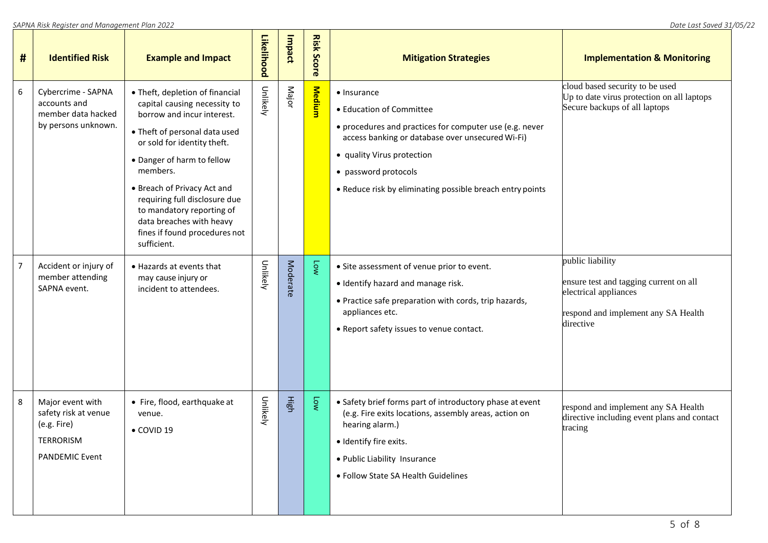| # | Identified Risk | Example and Impact | Likelihood | Impact | Risk Score | Mitigation Strategies | Implementation & Monitoring |
|---|---|---|---|---|---|---|---|
| 6 | Cybercrime - SAPNA accounts and member data hacked by persons unknown. | • Theft, depletion of financial capital causing necessity to borrow and incur interest.<br>• Theft of personal data used or sold for identity theft.<br>• Danger of harm to fellow members.<br>• Breach of Privacy Act and requiring full disclosure due to mandatory reporting of data breaches with heavy fines if found procedures not sufficient. | Unlikely | Major | Medium | • Insurance<br>• Education of Committee<br>• procedures and practices for computer use (e.g. never access banking or database over unsecured Wi-Fi)<br>• quality Virus protection<br>• password protocols<br>• Reduce risk by eliminating possible breach entry points | cloud based security to be used<br>Up to date virus protection on all laptops<br>Secure backups of all laptops |
| 7 | Accident or injury of member attending SAPNA event. | • Hazards at events that may cause injury or incident to attendees. | Unlikely | Moderate | Low | • Site assessment of venue prior to event.<br>• Identify hazard and manage risk.<br>• Practice safe preparation with cords, trip hazards, appliances etc.<br>• Report safety issues to venue contact. | public liability<br><br>ensure test and tagging current on all electrical appliances<br><br>respond and implement any SA Health directive |
| 8 | Major event with safety risk at venue (e.g. Fire)<br>TERRORISM<br>PANDEMIC Event | • Fire, flood, earthquake at venue.<br>• COVID 19 | Unlikely | High | Low | • Safety brief forms part of introductory phase at event (e.g. Fire exits locations, assembly areas, action on hearing alarm.)<br>• Identify fire exits.<br>• Public Liability Insurance<br>• Follow State SA Health Guidelines | respond and implement any SA Health directive including event plans and contact tracing |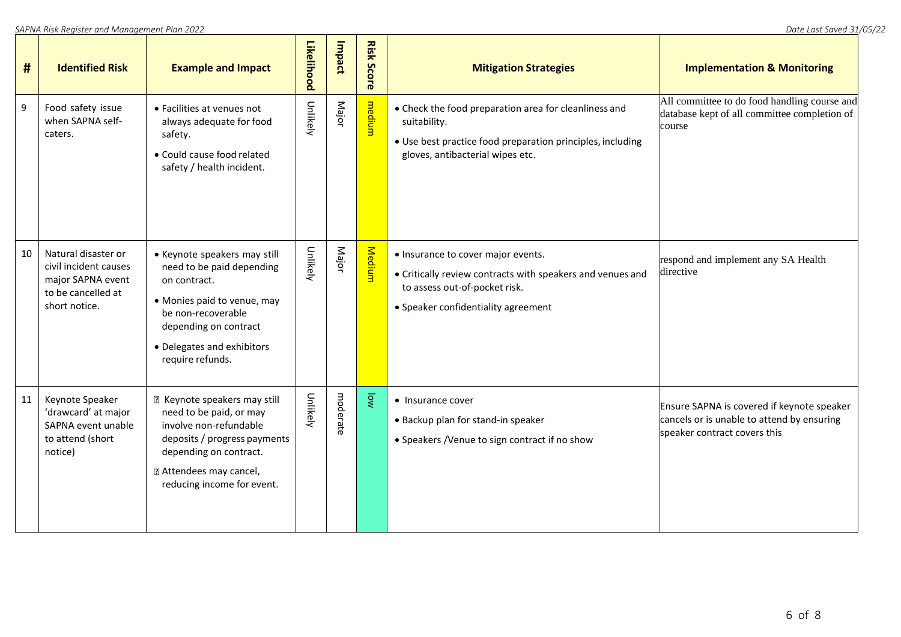| # | Identified Risk | Example and Impact | Likelihood | Impact | Risk Score | Mitigation Strategies | Implementation & Monitoring |
|---|---|---|---|---|---|---|---|
| 9 | Food safety issue when SAPNA self-caters. | • Facilities at venues not always adequate for food safety.<br>• Could cause food related safety / health incident. | Unlikely | Major | medium | • Check the food preparation area for cleanliness and suitability.<br>• Use best practice food preparation principles, including gloves, antibacterial wipes etc. | All committee to do food handling course and database kept of all committee completion of course |
| 10 | Natural disaster or civil incident causes major SAPNA event to be cancelled at short notice. | • Keynote speakers may still need to be paid depending on contract.<br>• Monies paid to venue, may be non-recoverable depending on contract<br>• Delegates and exhibitors require refunds. | Unlikely | Major | Medium | • Insurance to cover major events.<br>• Critically review contracts with speakers and venues and to assess out-of-pocket risk.<br>• Speaker confidentiality agreement | respond and implement any SA Health directive |
| 11 | Keynote Speaker 'drawcard' at major SAPNA event unable to attend (short notice) | • Keynote speakers may still need to be paid, or may involve non-refundable deposits / progress payments depending on contract.<br>• Attendees may cancel, reducing income for event. | Unlikely | moderate | low | • Insurance cover<br>• Backup plan for stand-in speaker<br>• Speakers /Venue to sign contract if no show | Ensure SAPNA is covered if keynote speaker cancels or is unable to attend by ensuring speaker contract covers this |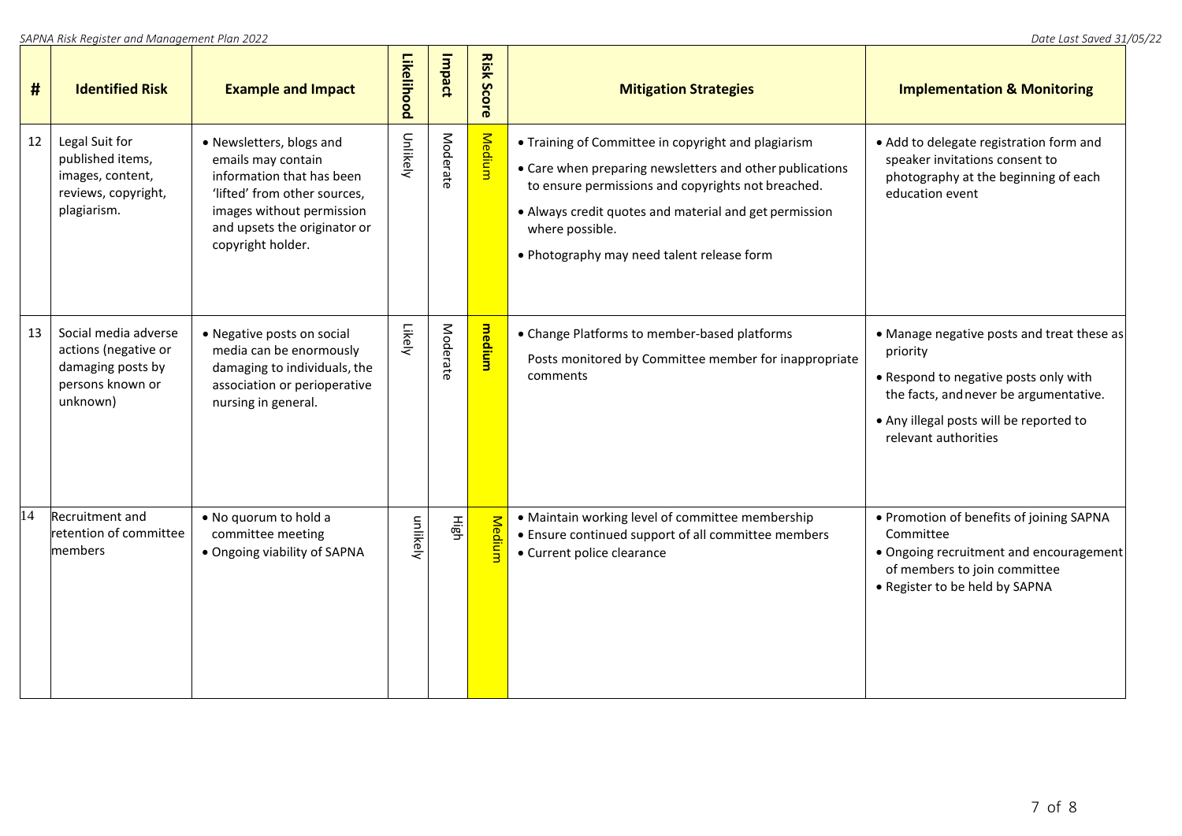| # | Identified Risk | Example and Impact | Likelihood | Impact | Risk Score | Mitigation Strategies | Implementation & Monitoring |
|---|---|---|---|---|---|---|---|
| 12 | Legal Suit for published items, images, content, reviews, copyright, plagiarism. | • Newsletters, blogs and emails may contain information that has been 'lifted' from other sources, images without permission and upsets the originator or copyright holder. | Unlikely | Moderate | Medium | • Training of Committee in copyright and plagiarism<br>• Care when preparing newsletters and other publications to ensure permissions and copyrights not breached.<br>• Always credit quotes and material and get permission where possible.<br>• Photography may need talent release form | • Add to delegate registration form and speaker invitations consent to photography at the beginning of each education event |
| 13 | Social media adverse actions (negative or damaging posts by persons known or unknown) | • Negative posts on social media can be enormously damaging to individuals, the association or perioperative nursing in general. | Likely | Moderate | medium | • Change Platforms to member-based platforms<br>Posts monitored by Committee member for inappropriate comments | • Manage negative posts and treat these as priority<br>• Respond to negative posts only with the facts, and never be argumentative.<br>• Any illegal posts will be reported to relevant authorities |
| 14 | Recruitment and retention of committee members | • No quorum to hold a committee meeting<br>• Ongoing viability of SAPNA | unlikely | High | Medium | • Maintain working level of committee membership<br>• Ensure continued support of all committee members<br>• Current police clearance | • Promotion of benefits of joining SAPNA Committee<br>• Ongoing recruitment and encouragement of members to join committee<br>• Register to be held by SAPNA |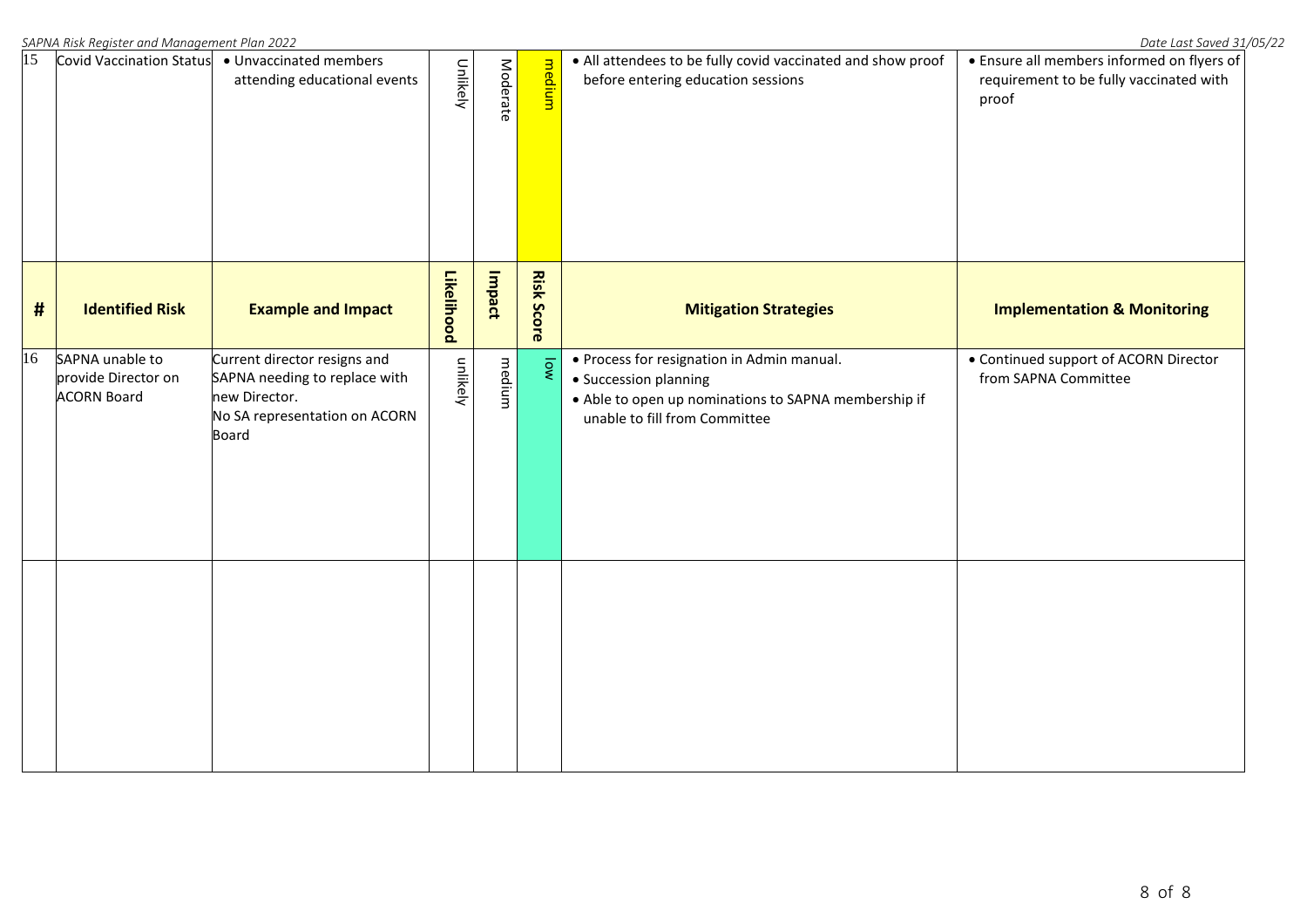| # | Identified Risk | Example and Impact | Likelihood | Impact | Risk Score | Mitigation Strategies | Implementation & Monitoring |
|---|---|---|---|---|---|---|---|
| 15 | Covid Vaccination Status | • Unvaccinated members attending educational events | Unlikely | Moderate | medium | • All attendees to be fully covid vaccinated and show proof before entering education sessions | • Ensure all members informed on flyers of requirement to be fully vaccinated with proof |
| 16 | SAPNA unable to provide Director on ACORN Board | Current director resigns and SAPNA needing to replace with new Director. No SA representation on ACORN Board | unlikely | medium | low | • Process for resignation in Admin manual. • Succession planning • Able to open up nominations to SAPNA membership if unable to fill from Committee | • Continued support of ACORN Director from SAPNA Committee |
| | | | | | | | |